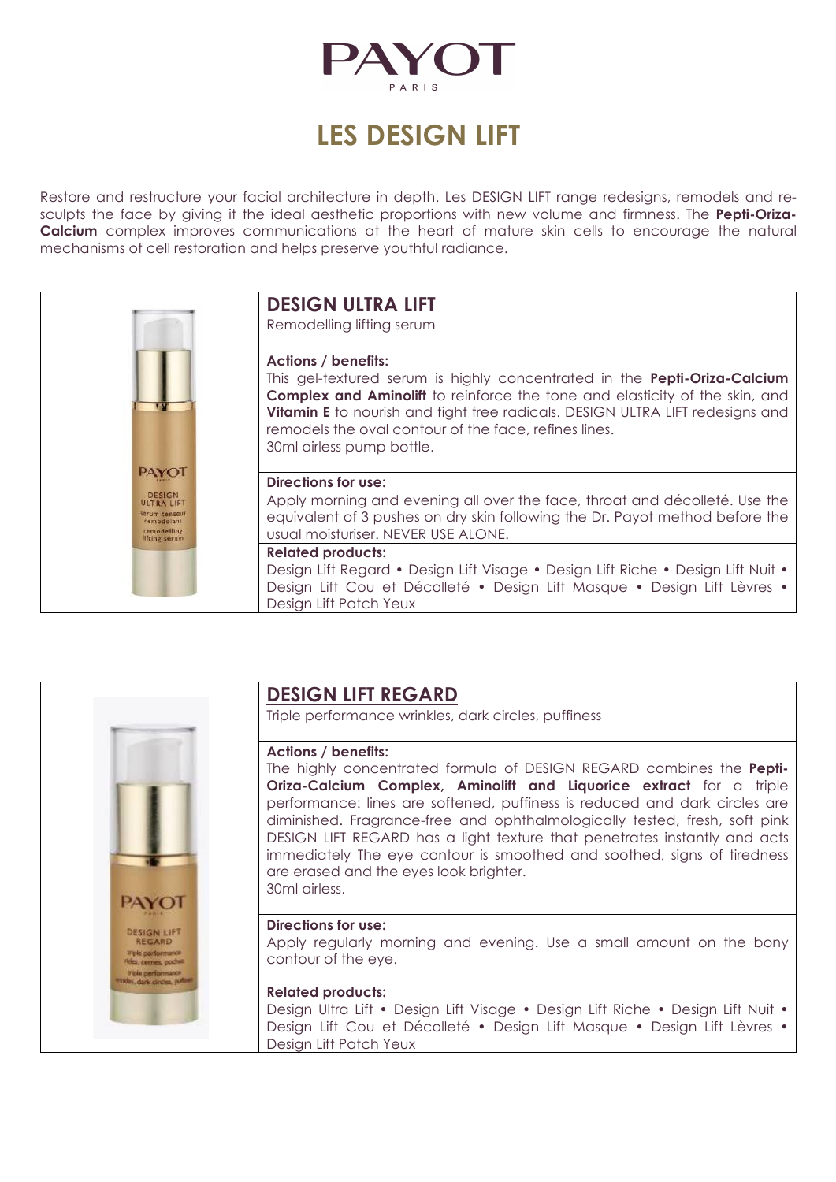# PAYOT

PARIS

## LES DESIGN LIFT

Restore and restructure your facial architecture in depth. Les DESIGN LIFT range redesigns, remodels and re-sculpts the face by giving it the ideal aesthetic proportions with new volume and firmness. The **Pepti-Oriza-Calcium** complex improves communications at the heart of mature skin cells to encourage the natural mechanisms of cell restoration and helps preserve youthful radiance.

### DESIGN ULTRA LIFT

Remodelling lifting serum

**Actions / benefits:**

This gel-textured serum is highly concentrated in the **Pepti-Oriza-Calcium Complex and Aminolift** to reinforce the tone and elasticity of the skin, and **Vitamin E** to nourish and fight free radicals. DESIGN ULTRA LIFT redesigns and remodels the oval contour of the face, refines lines.
30ml airless pump bottle.

**Directions for use:**

Apply morning and evening all over the face, throat and décolleté. Use the equivalent of 3 pushes on dry skin following the Dr. Payot method before the usual moisturiser. NEVER USE ALONE.

**Related products:**

Design Lift Regard • Design Lift Visage • Design Lift Riche • Design Lift Nuit • Design Lift Cou et Décolleté • Design Lift Masque • Design Lift Lèvres • Design Lift Patch Yeux

### DESIGN LIFT REGARD

Triple performance wrinkles, dark circles, puffiness

**Actions / benefits:**

The highly concentrated formula of DESIGN REGARD combines the **Pepti-Oriza-Calcium Complex, Aminolift and Liquorice extract** for a triple performance: lines are softened, puffiness is reduced and dark circles are diminished. Fragrance-free and ophthalmologically tested, fresh, soft pink DESIGN LIFT REGARD has a light texture that penetrates instantly and acts immediately The eye contour is smoothed and soothed, signs of tiredness are erased and the eyes look brighter.
30ml airless.

**Directions for use:**

Apply regularly morning and evening. Use a small amount on the bony contour of the eye.

**Related products:**

Design Ultra Lift • Design Lift Visage • Design Lift Riche • Design Lift Nuit • Design Lift Cou et Décolleté • Design Lift Masque • Design Lift Lèvres • Design Lift Patch Yeux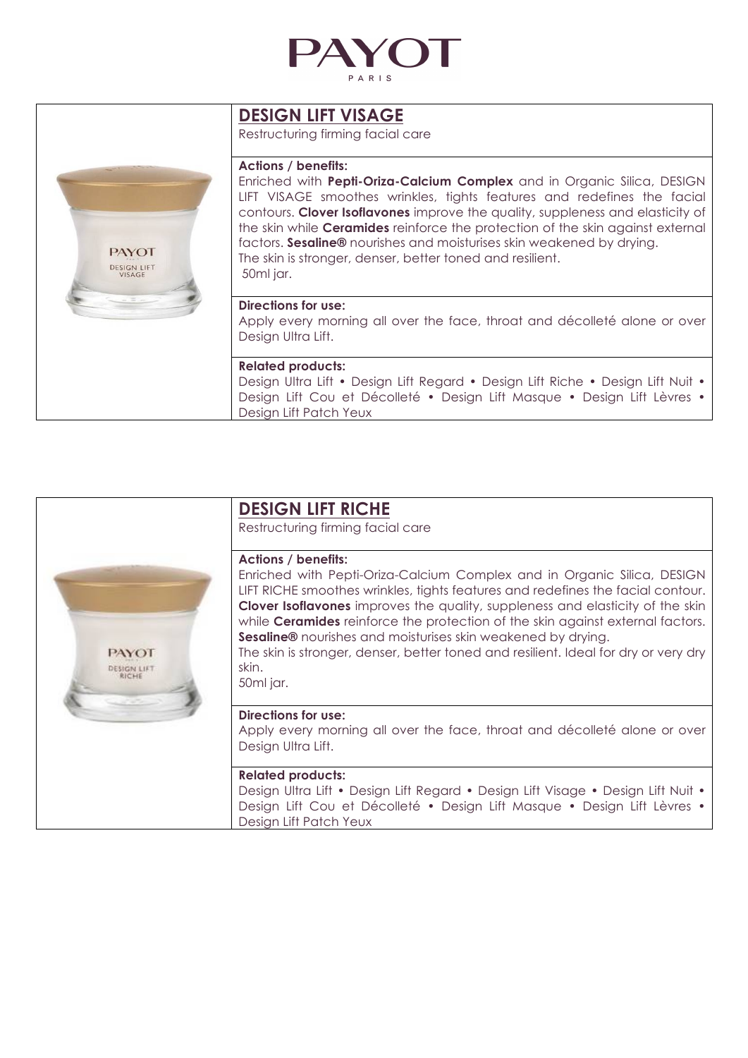# PAYOT

PARIS

## DESIGN LIFT VISAGE

Restructuring firming facial care

**Actions / benefits:**

Enriched with **Pepti-Oriza-Calcium Complex** and in Organic Silica, DESIGN LIFT VISAGE smoothes wrinkles, tights features and redefines the facial contours. **Clover Isoflavones** improve the quality, suppleness and elasticity of the skin while **Ceramides** reinforce the protection of the skin against external factors. **Sesaline®** nourishes and moisturises skin weakened by drying.
The skin is stronger, denser, better toned and resilient.
50ml jar.

**Directions for use:**

Apply every morning all over the face, throat and décolleté alone or over Design Ultra Lift.

**Related products:**

Design Ultra Lift • Design Lift Regard • Design Lift Riche • Design Lift Nuit • Design Lift Cou et Décolleté • Design Lift Masque • Design Lift Lèvres • Design Lift Patch Yeux

## DESIGN LIFT RICHE

Restructuring firming facial care

**Actions / benefits:**

Enriched with Pepti-Oriza-Calcium Complex and in Organic Silica, DESIGN LIFT RICHE smoothes wrinkles, tights features and redefines the facial contour. **Clover Isoflavones** improves the quality, suppleness and elasticity of the skin while **Ceramides** reinforce the protection of the skin against external factors. **Sesaline®** nourishes and moisturises skin weakened by drying.
The skin is stronger, denser, better toned and resilient. Ideal for dry or very dry skin.
50ml jar.

**Directions for use:**

Apply every morning all over the face, throat and décolleté alone or over Design Ultra Lift.

**Related products:**

Design Ultra Lift • Design Lift Regard • Design Lift Visage • Design Lift Nuit • Design Lift Cou et Décolleté • Design Lift Masque • Design Lift Lèvres • Design Lift Patch Yeux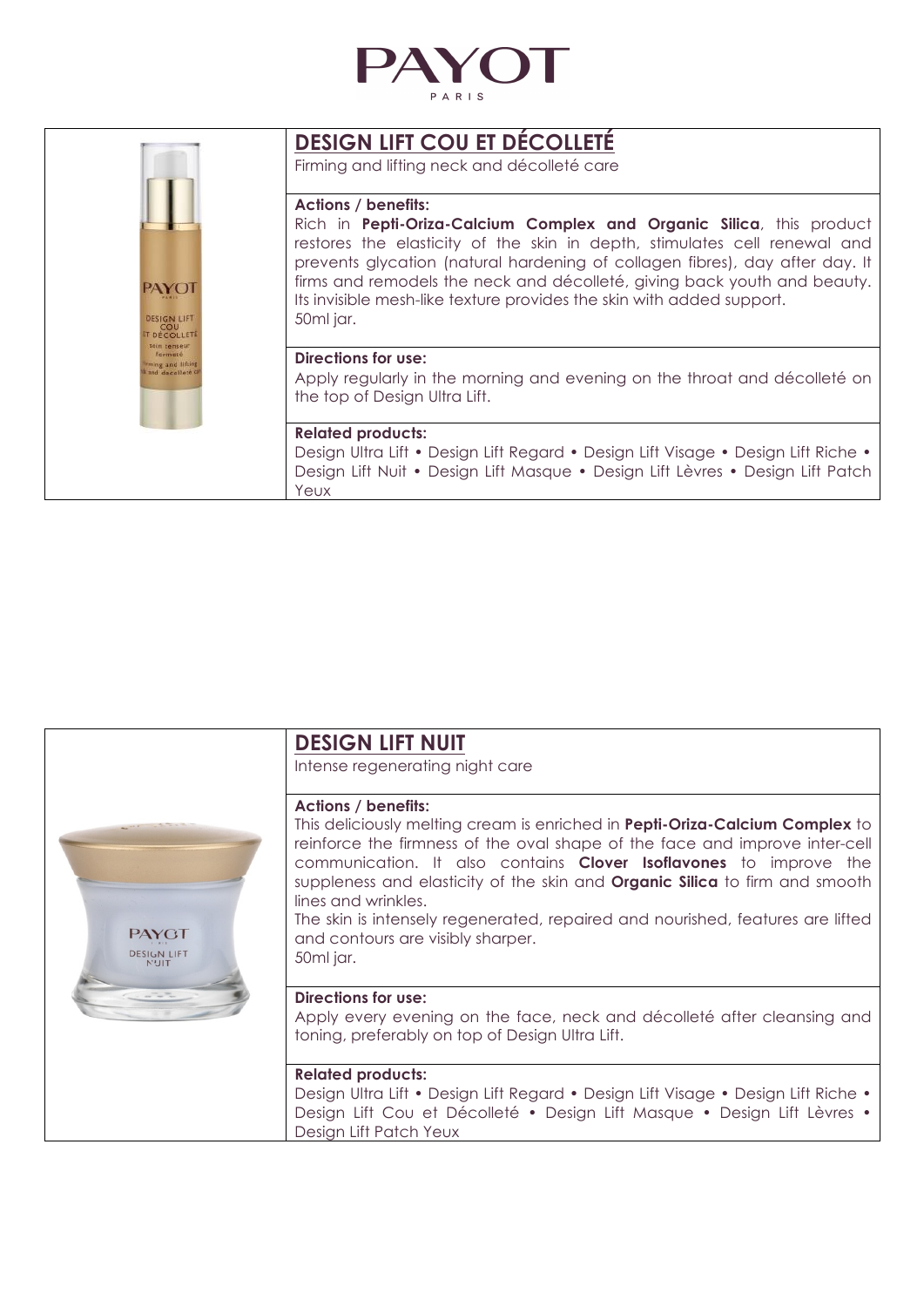# PAYOT
PARIS

## DESIGN LIFT COU ET DÉCOLLETÉ

Firming and lifting neck and décolleté care

**Actions / benefits:**

Rich in **Pepti-Oriza-Calcium Complex and Organic Silica**, this product restores the elasticity of the skin in depth, stimulates cell renewal and prevents glycation (natural hardening of collagen fibres), day after day. It firms and remodels the neck and décolleté, giving back youth and beauty. Its invisible mesh-like texture provides the skin with added support.
50ml jar.

**Directions for use:**

Apply regularly in the morning and evening on the throat and décolleté on the top of Design Ultra Lift.

**Related products:**

Design Ultra Lift • Design Lift Regard • Design Lift Visage • Design Lift Riche • Design Lift Nuit • Design Lift Masque • Design Lift Lèvres • Design Lift Patch Yeux

## DESIGN LIFT NUIT

Intense regenerating night care

**Actions / benefits:**

This deliciously melting cream is enriched in **Pepti-Oriza-Calcium Complex** to reinforce the firmness of the oval shape of the face and improve inter-cell communication. It also contains **Clover Isoflavones** to improve the suppleness and elasticity of the skin and **Organic Silica** to firm and smooth lines and wrinkles.
The skin is intensely regenerated, repaired and nourished, features are lifted and contours are visibly sharper.
50ml jar.

**Directions for use:**

Apply every evening on the face, neck and décolleté after cleansing and toning, preferably on top of Design Ultra Lift.

**Related products:**

Design Ultra Lift • Design Lift Regard • Design Lift Visage • Design Lift Riche • Design Lift Cou et Décolleté • Design Lift Masque • Design Lift Lèvres • Design Lift Patch Yeux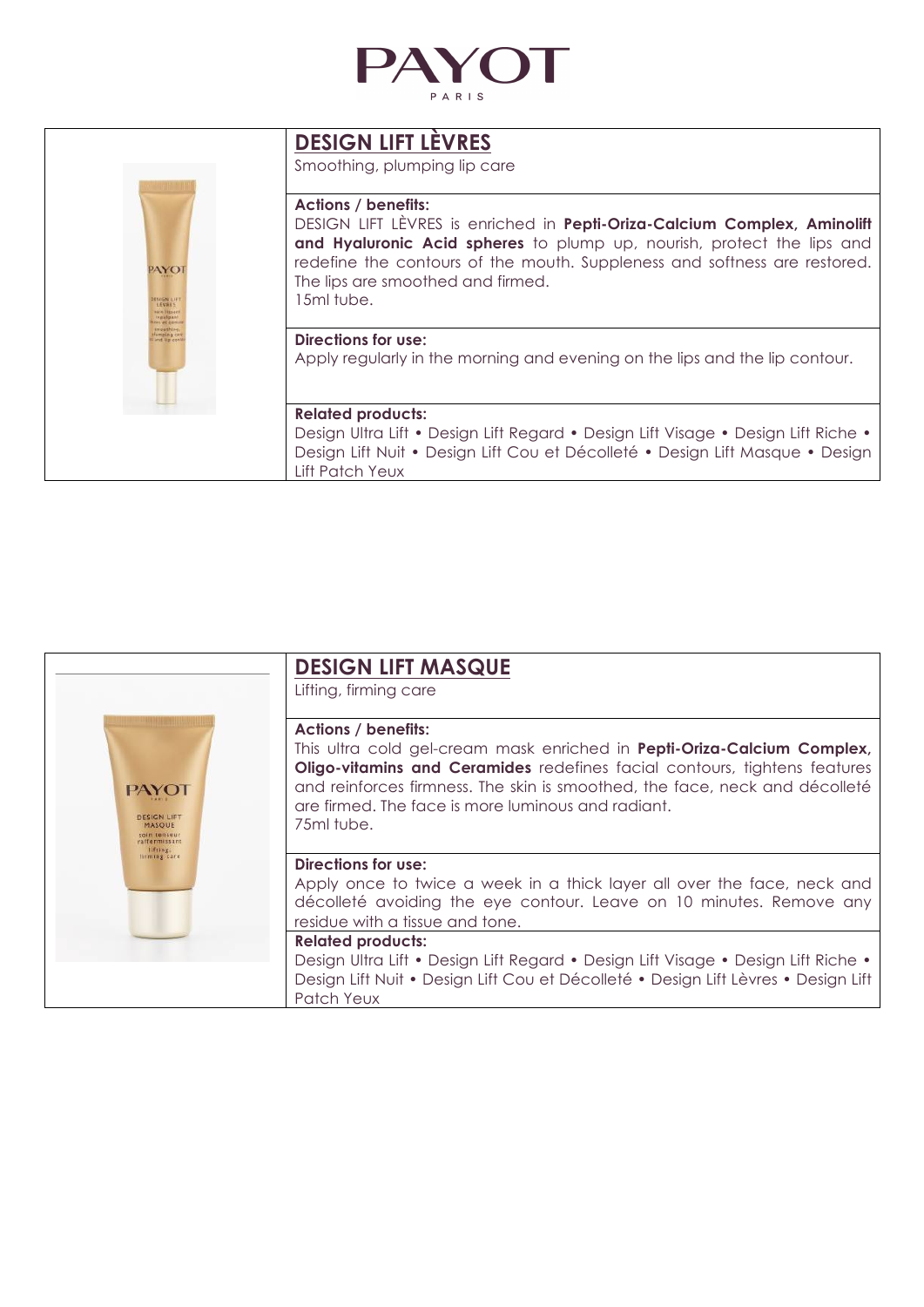# PAYOT

PARIS

## DESIGN LIFT LÈVRES

Smoothing, plumping lip care

**Actions / benefits:**
DESIGN LIFT LÈVRES is enriched in **Pepti-Oriza-Calcium Complex, Aminolift and Hyaluronic Acid spheres** to plump up, nourish, protect the lips and redefine the contours of the mouth. Suppleness and softness are restored. The lips are smoothed and firmed.
15ml tube.

**Directions for use:**
Apply regularly in the morning and evening on the lips and the lip contour.

**Related products:**
Design Ultra Lift • Design Lift Regard • Design Lift Visage • Design Lift Riche • Design Lift Nuit • Design Lift Cou et Décolleté • Design Lift Masque • Design Lift Patch Yeux

## DESIGN LIFT MASQUE

Lifting, firming care

**Actions / benefits:**
This ultra cold gel-cream mask enriched in **Pepti-Oriza-Calcium Complex, Oligo-vitamins and Ceramides** redefines facial contours, tightens features and reinforces firmness. The skin is smoothed, the face, neck and décolleté are firmed. The face is more luminous and radiant.
75ml tube.

**Directions for use:**
Apply once to twice a week in a thick layer all over the face, neck and décolleté avoiding the eye contour. Leave on 10 minutes. Remove any residue with a tissue and tone.

**Related products:**
Design Ultra Lift • Design Lift Regard • Design Lift Visage • Design Lift Riche • Design Lift Nuit • Design Lift Cou et Décolleté • Design Lift Lèvres • Design Lift Patch Yeux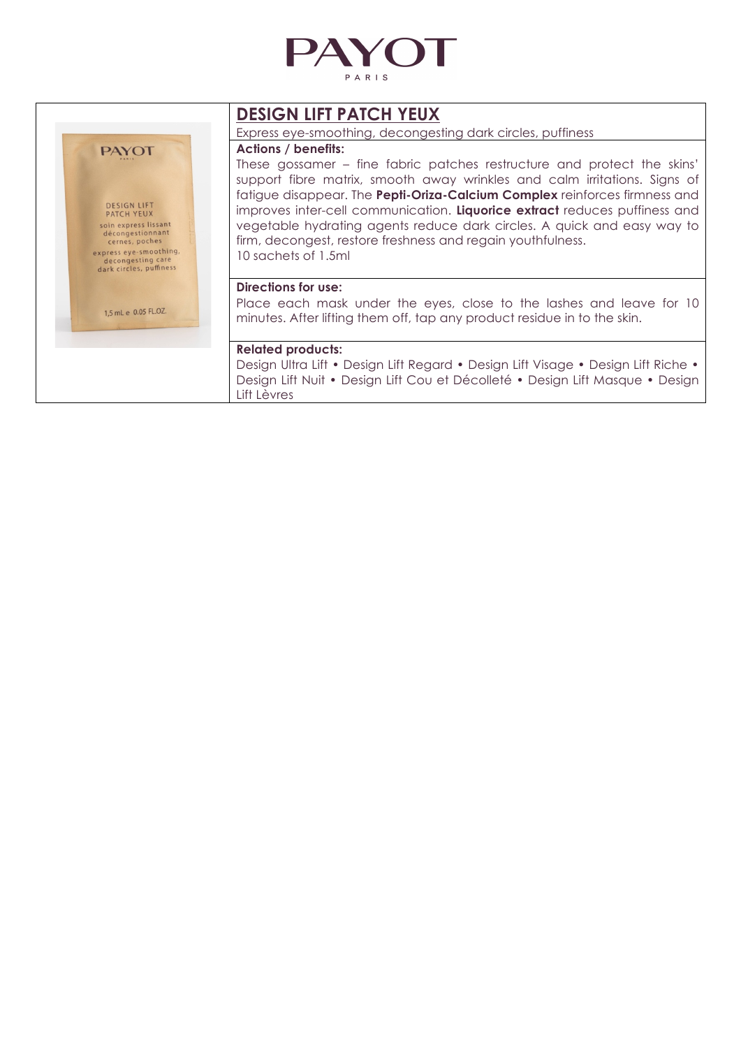# PAYOT

PARIS

## DESIGN LIFT PATCH YEUX

Express eye-smoothing, decongesting dark circles, puffiness

**Actions / benefits:**

These gossamer – fine fabric patches restructure and protect the skins' support fibre matrix, smooth away wrinkles and calm irritations. Signs of fatigue disappear. The **Pepti-Oriza-Calcium Complex** reinforces firmness and improves inter-cell communication. **Liquorice extract** reduces puffiness and vegetable hydrating agents reduce dark circles. A quick and easy way to firm, decongest, restore freshness and regain youthfulness.

10 sachets of 1.5ml

**Directions for use:**

Place each mask under the eyes, close to the lashes and leave for 10 minutes. After lifting them off, tap any product residue in to the skin.

**Related products:**

Design Ultra Lift • Design Lift Regard • Design Lift Visage • Design Lift Riche • Design Lift Nuit • Design Lift Cou et Décolleté • Design Lift Masque • Design Lift Lèvres